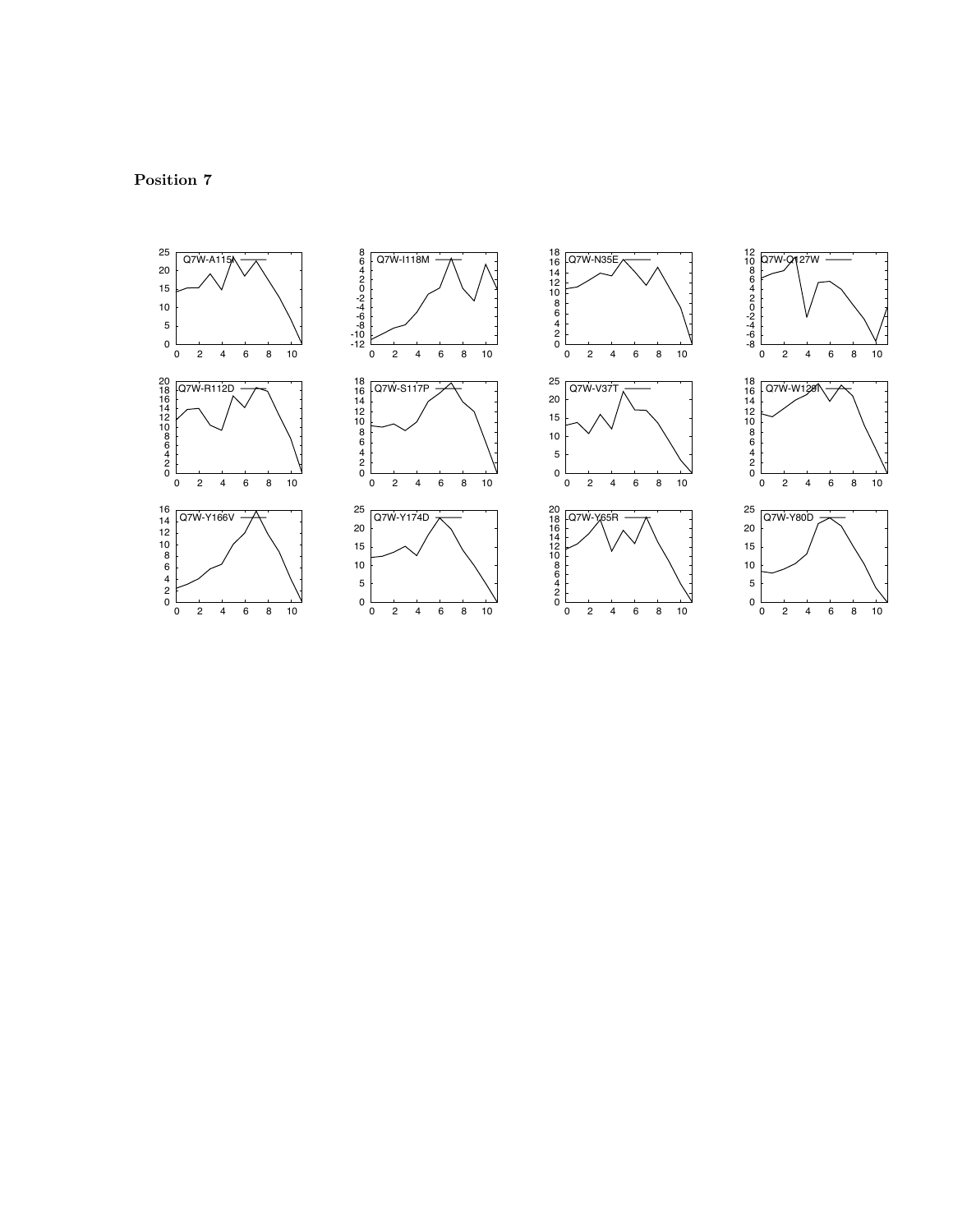**Position 7**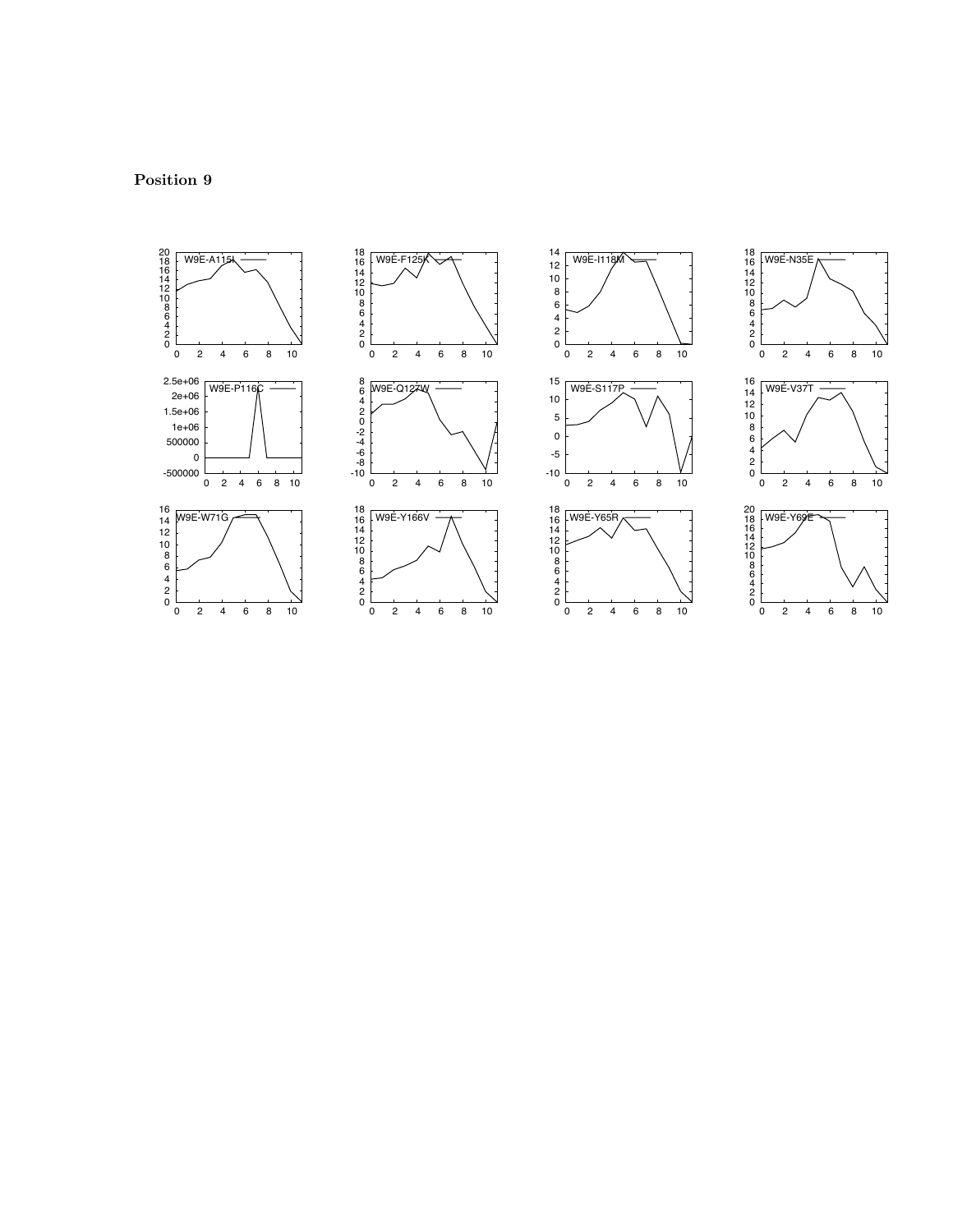**Position 9**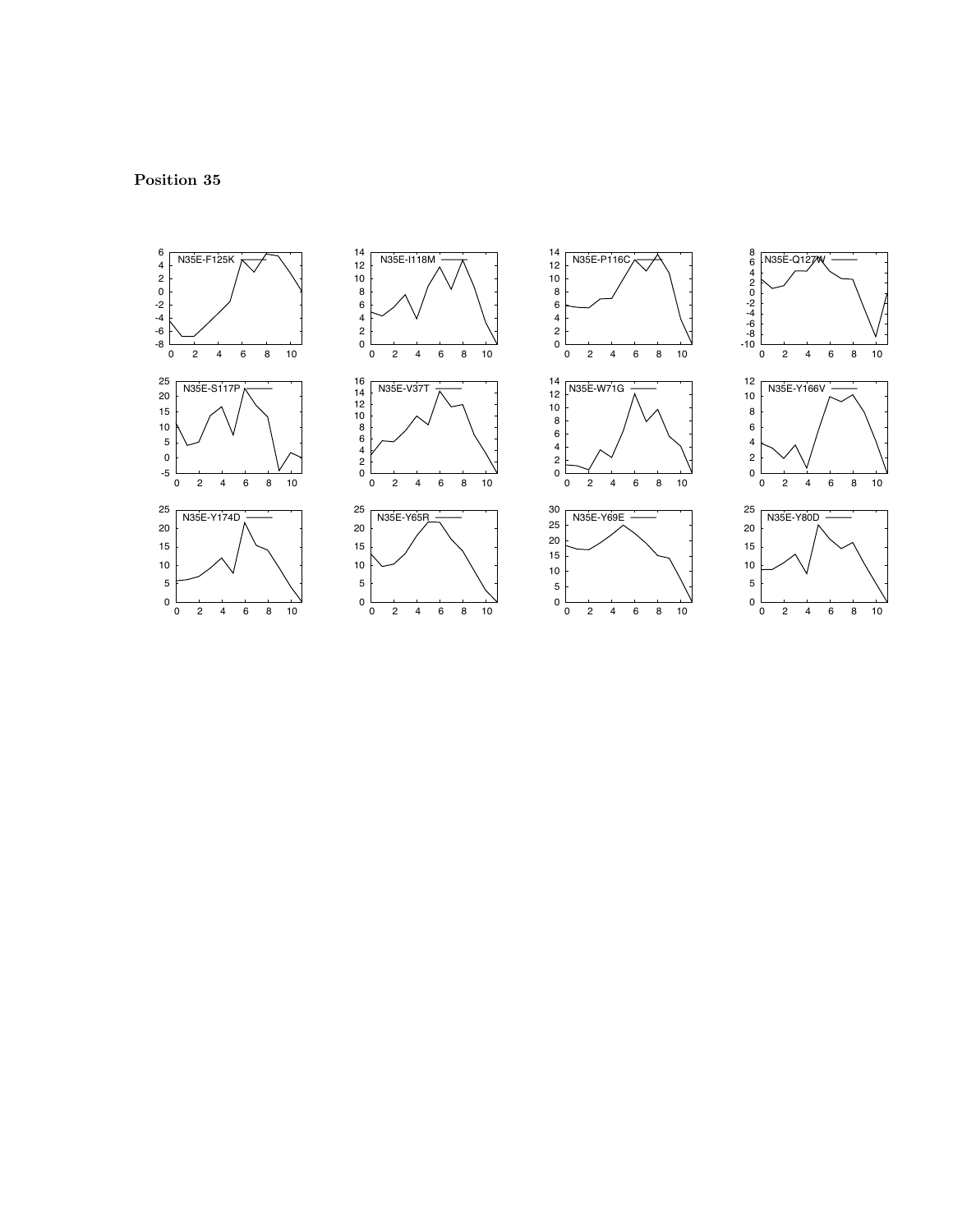**Position 35**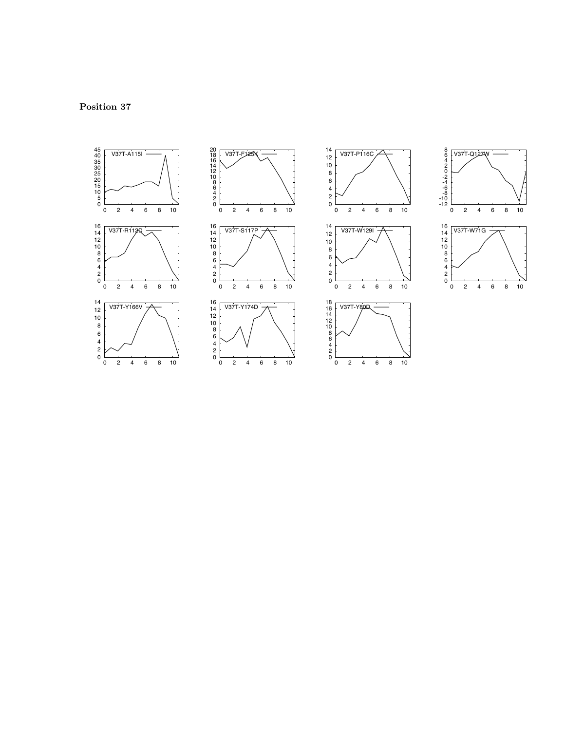**Position 37**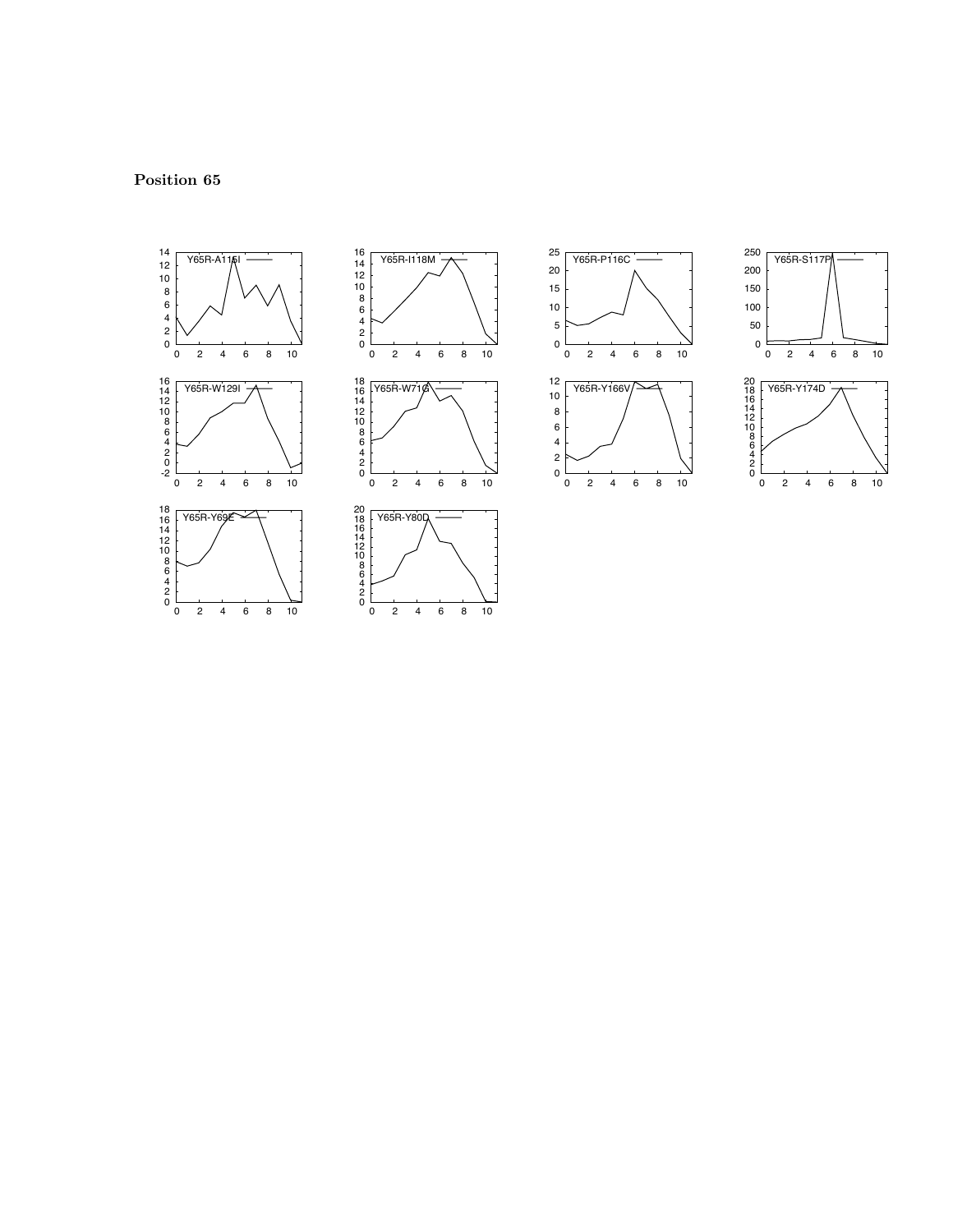**Position 65**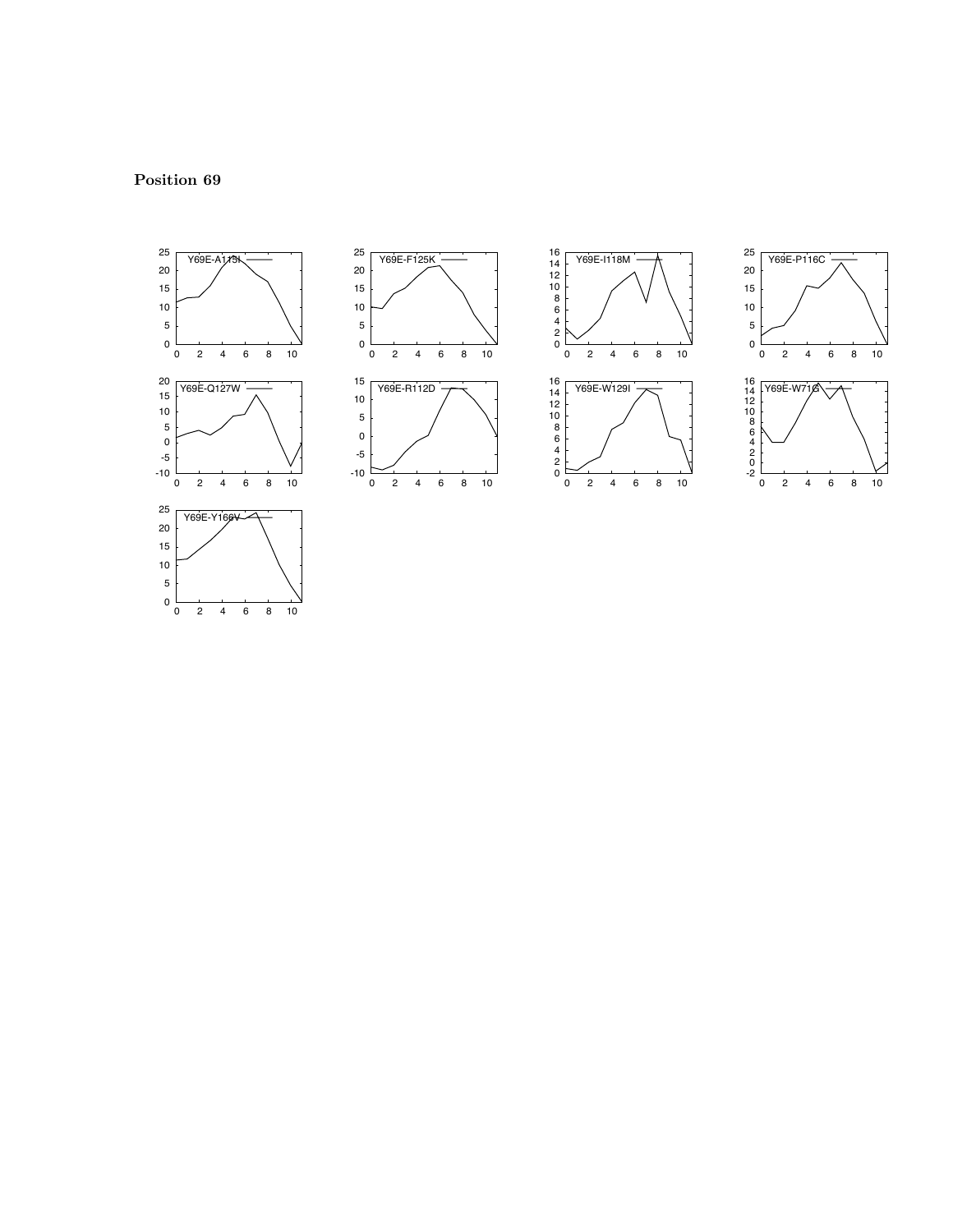**Position 69**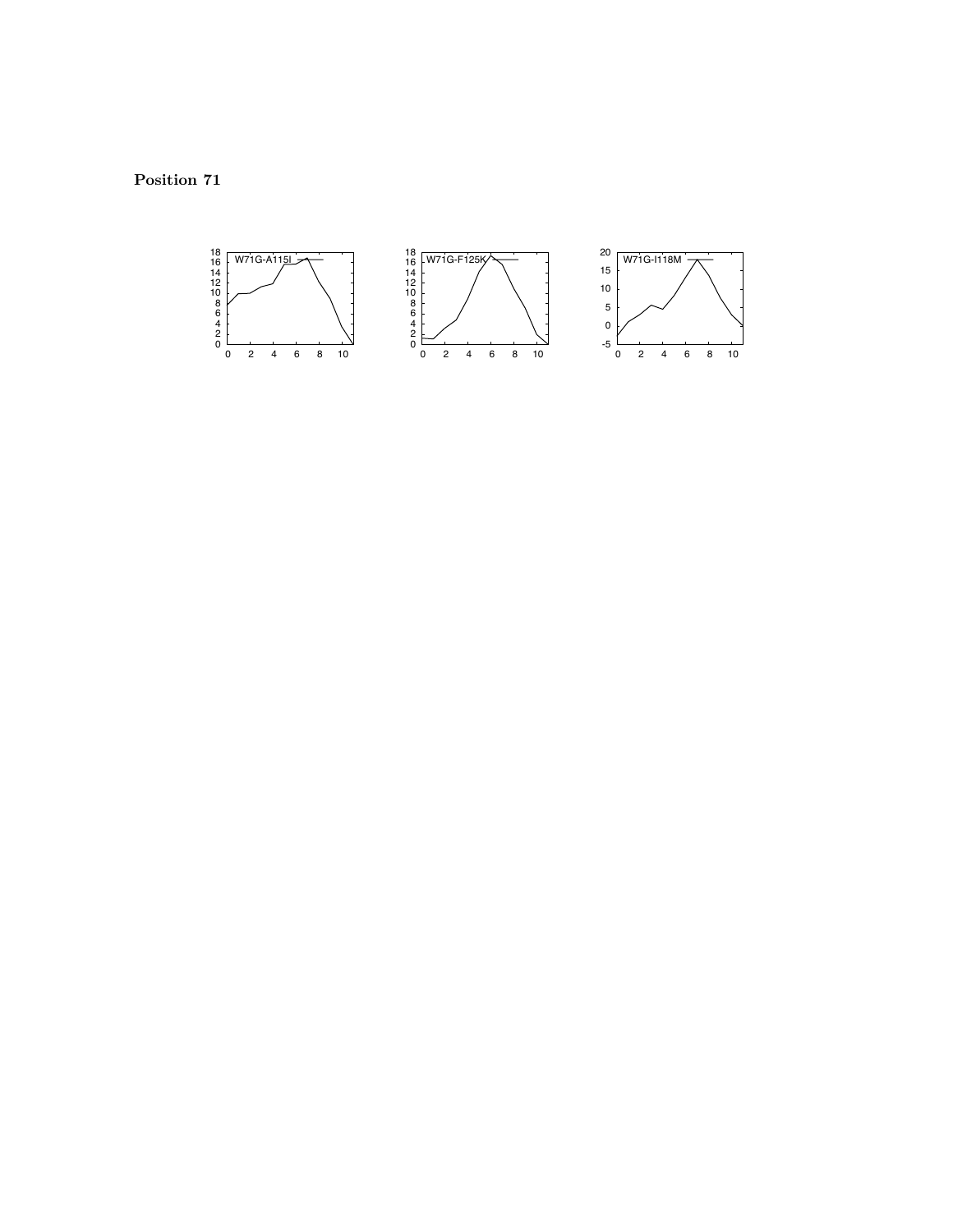**Position 71**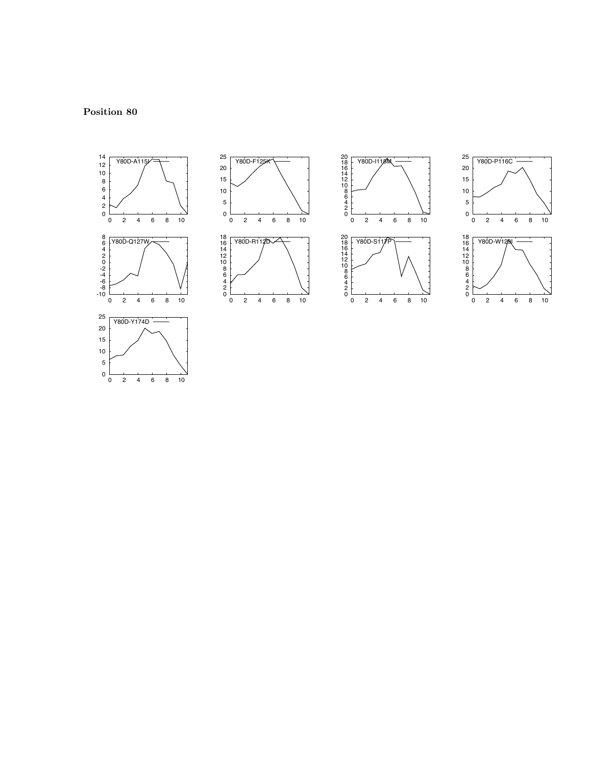**Position 80**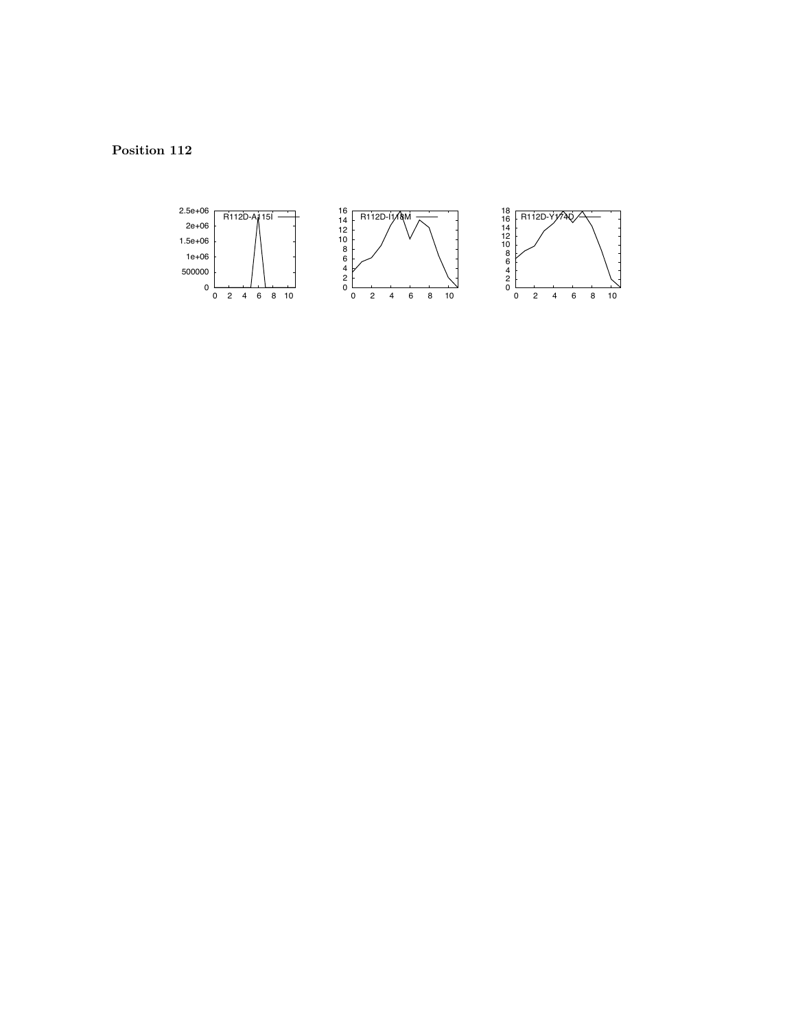**Position 112**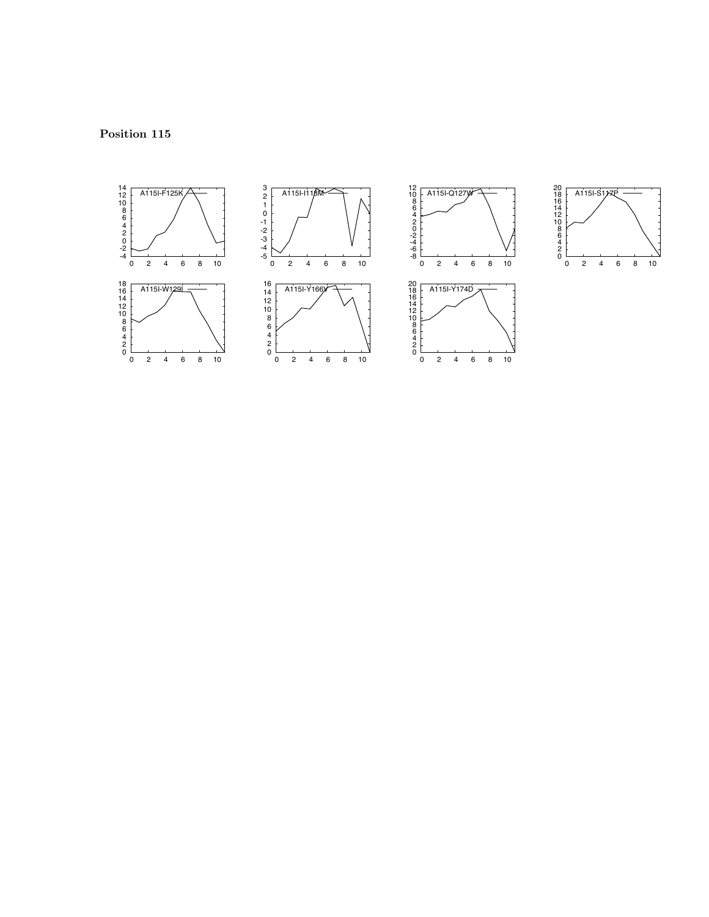**Position 115**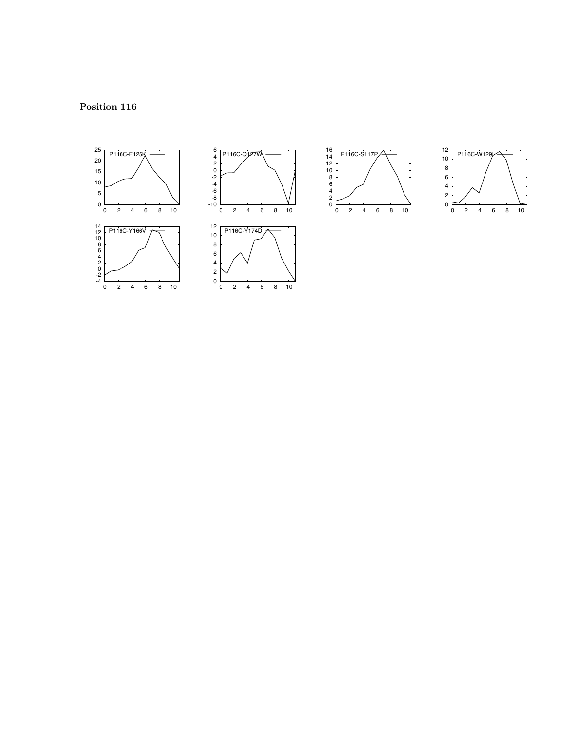**Position 116**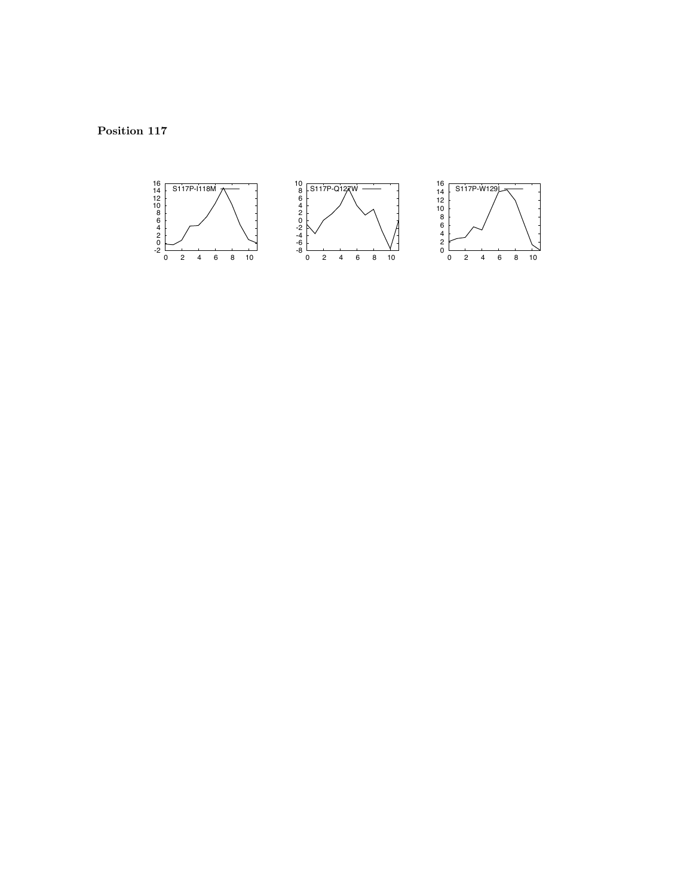**Position 117**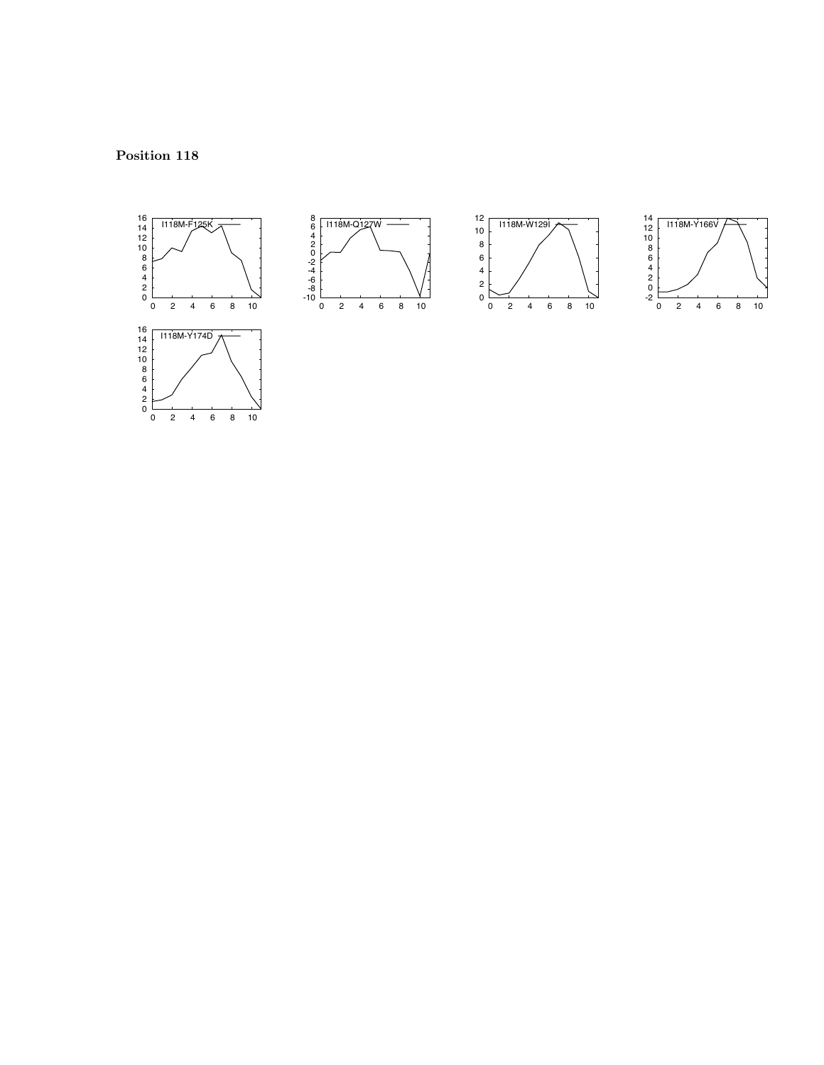**Position 118**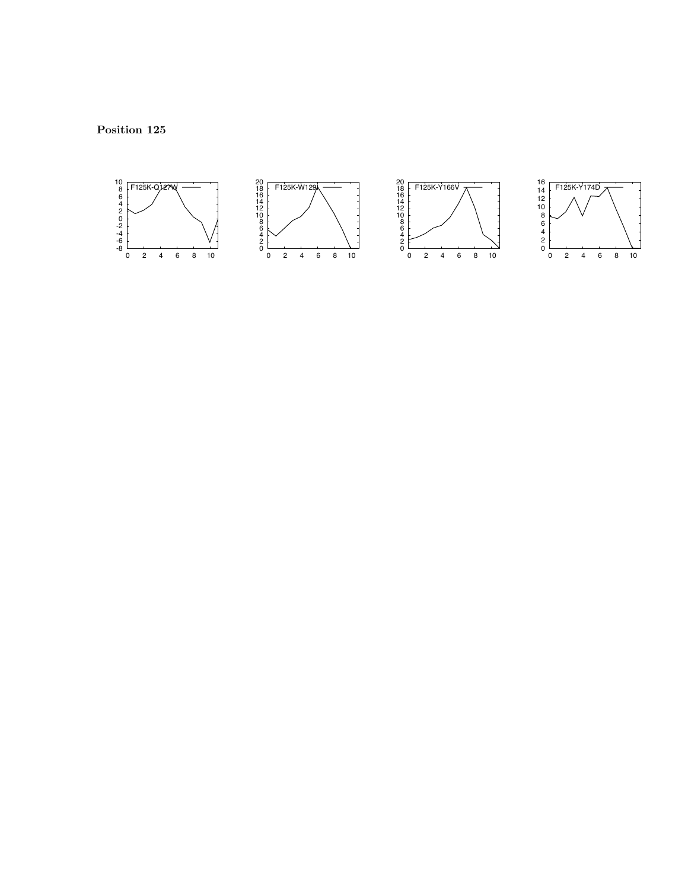**Position 125**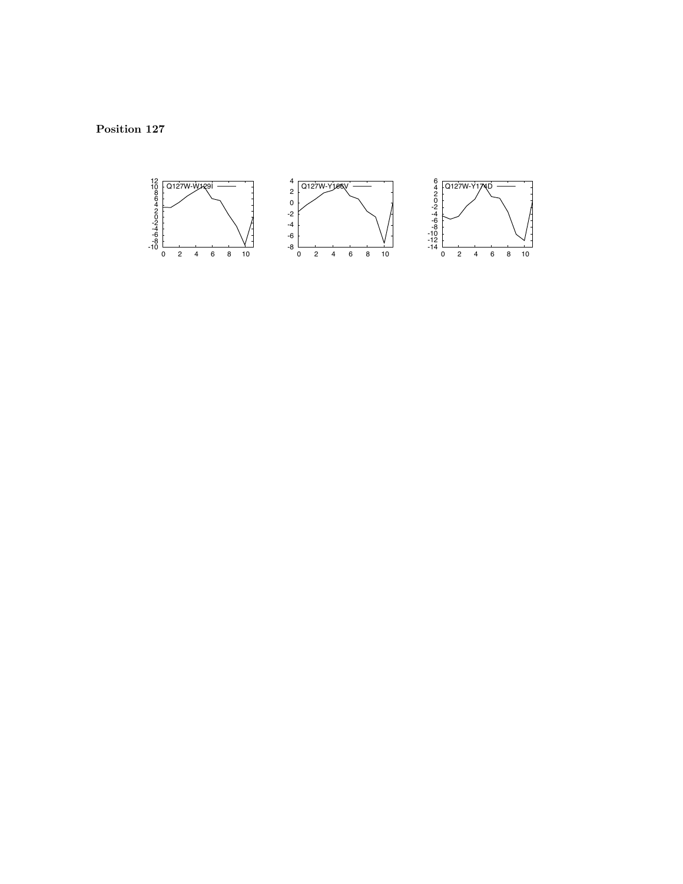**Position 127**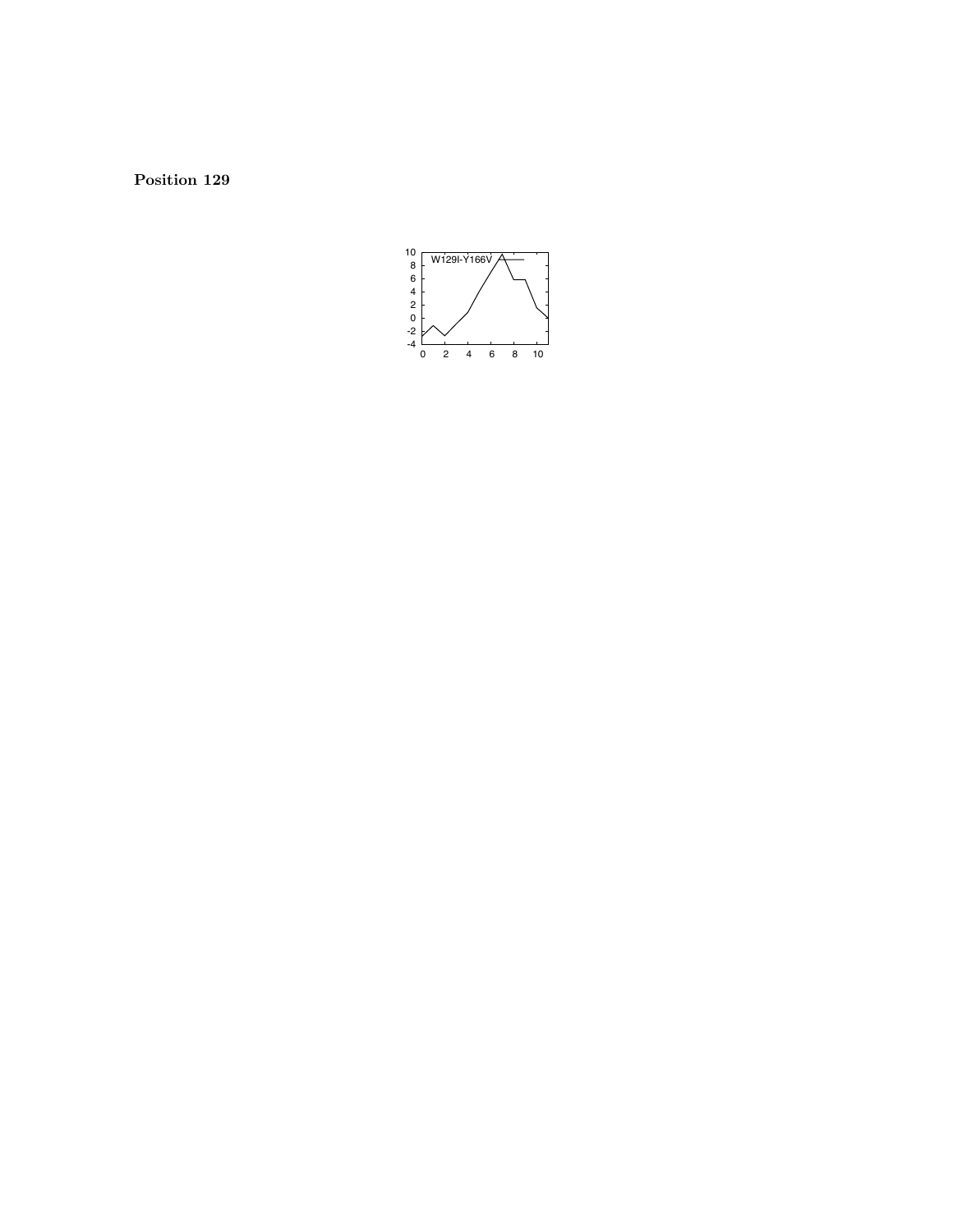**Position 129**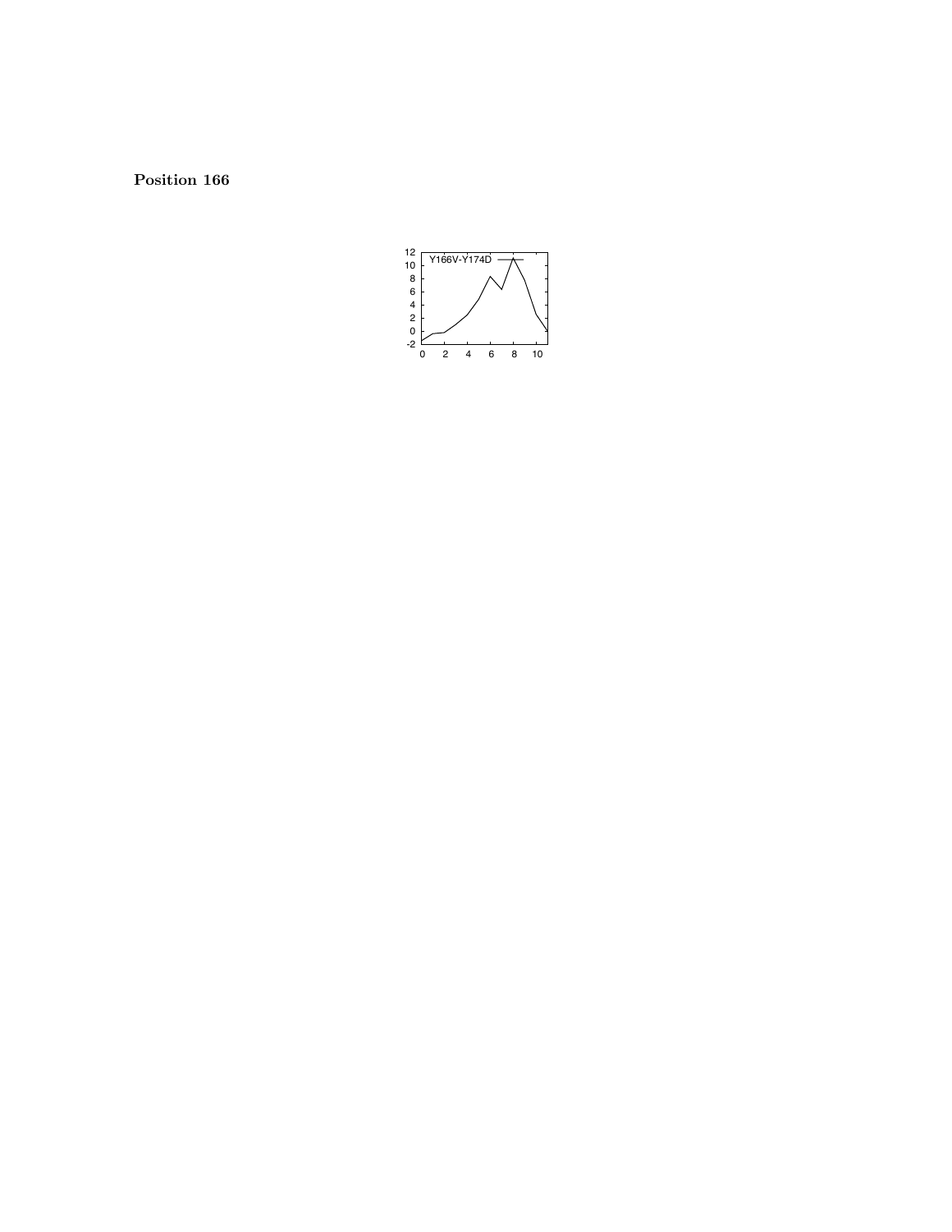**Position 166**

12
10
8
6
4
2
0
-2

0 2 4 6 8 10

Y166V-Y174D